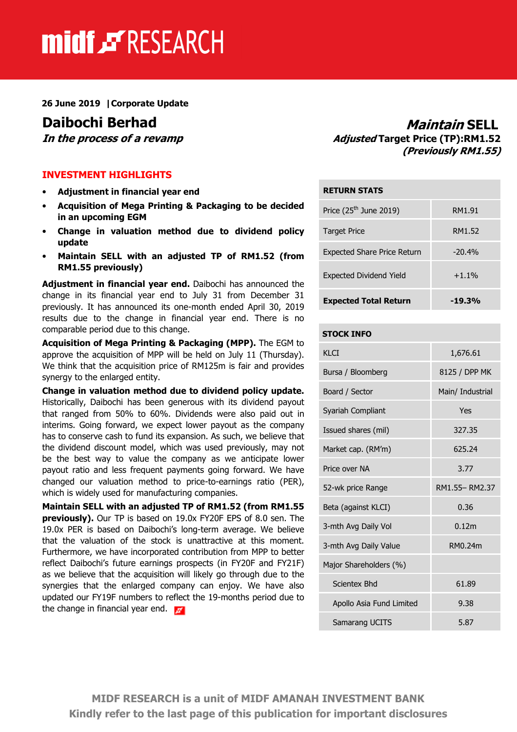**26 June 2019 | Corporate Update**

# Daibochi Berhad

***In the process of a revamp***

## ***Maintain* SELL**

***Adjusted* Target Price (TP):RM1.52**
***(Previously RM1.55)***

## INVESTMENT HIGHLIGHTS

- **Adjustment in financial year end**
- **Acquisition of Mega Printing & Packaging to be decided in an upcoming EGM**
- **Change in valuation method due to dividend policy update**
- **Maintain SELL with an adjusted TP of RM1.52 (from RM1.55 previously)**

**Adjustment in financial year end.** Daibochi has announced the change in its financial year end to July 31 from December 31 previously. It has announced its one-month ended April 30, 2019 results due to the change in financial year end. There is no comparable period due to this change.

**Acquisition of Mega Printing & Packaging (MPP).** The EGM to approve the acquisition of MPP will be held on July 11 (Thursday). We think that the acquisition price of RM125m is fair and provides synergy to the enlarged entity.

**Change in valuation method due to dividend policy update.** Historically, Daibochi has been generous with its dividend payout that ranged from 50% to 60%. Dividends were also paid out in interims. Going forward, we expect lower payout as the company has to conserve cash to fund its expansion. As such, we believe that the dividend discount model, which was used previously, may not be the best way to value the company as we anticipate lower payout ratio and less frequent payments going forward. We have changed our valuation method to price-to-earnings ratio (PER), which is widely used for manufacturing companies.

**Maintain SELL with an adjusted TP of RM1.52 (from RM1.55 previously).** Our TP is based on 19.0x FY20F EPS of 8.0 sen. The 19.0x PER is based on Daibochi's long-term average. We believe that the valuation of the stock is unattractive at this moment. Furthermore, we have incorporated contribution from MPP to better reflect Daibochi's future earnings prospects (in FY20F and FY21F) as we believe that the acquisition will likely go through due to the synergies that the enlarged company can enjoy. We have also updated our FY19F numbers to reflect the 19-months period due to the change in financial year end.

| RETURN STATS | |
|---|---|
| Price (25th June 2019) | RM1.91 |
| Target Price | RM1.52 |
| Expected Share Price Return | -20.4% |
| Expected Dividend Yield | +1.1% |
| **Expected Total Return** | **-19.3%** |

| STOCK INFO | |
|---|---|
| KLCI | 1,676.61 |
| Bursa / Bloomberg | 8125 / DPP MK |
| Board / Sector | Main/ Industrial |
| Syariah Compliant | Yes |
| Issued shares (mil) | 327.35 |
| Market cap. (RM'm) | 625.24 |
| Price over NA | 3.77 |
| 52-wk price Range | RM1.55– RM2.37 |
| Beta (against KLCI) | 0.36 |
| 3-mth Avg Daily Vol | 0.12m |
| 3-mth Avg Daily Value | RM0.24m |
| Major Shareholders (%) | |
| Scientex Bhd | 61.89 |
| Apollo Asia Fund Limited | 9.38 |
| Samarang UCITS | 5.87 |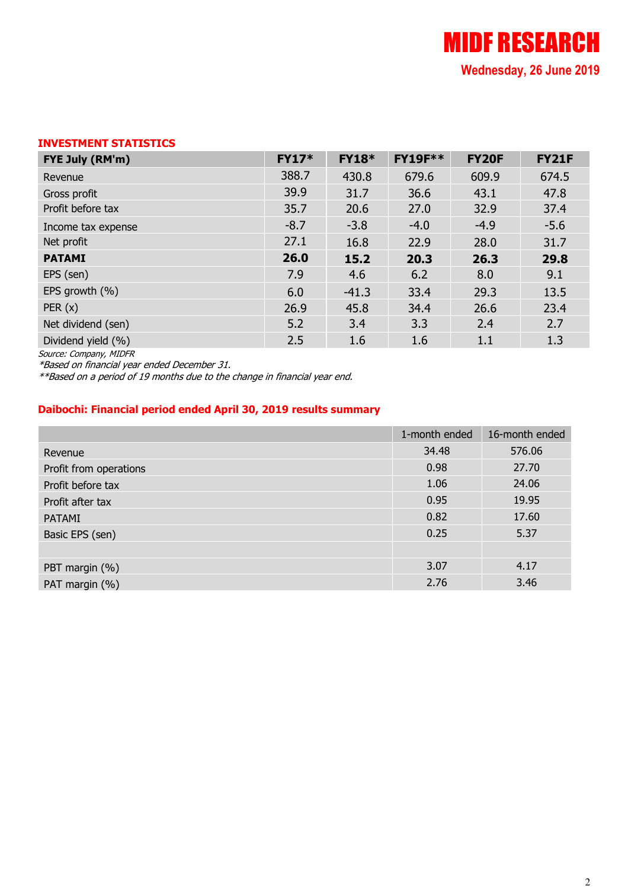**INVESTMENT STATISTICS**

| FYE July (RM'm) | FY17* | FY18* | FY19F** | FY20F | FY21F |
|---|---|---|---|---|---|
| Revenue | 388.7 | 430.8 | 679.6 | 609.9 | 674.5 |
| Gross profit | 39.9 | 31.7 | 36.6 | 43.1 | 47.8 |
| Profit before tax | 35.7 | 20.6 | 27.0 | 32.9 | 37.4 |
| Income tax expense | -8.7 | -3.8 | -4.0 | -4.9 | -5.6 |
| Net profit | 27.1 | 16.8 | 22.9 | 28.0 | 31.7 |
| **PATAMI** | **26.0** | **15.2** | **20.3** | **26.3** | **29.8** |
| EPS (sen) | 7.9 | 4.6 | 6.2 | 8.0 | 9.1 |
| EPS growth (%) | 6.0 | -41.3 | 33.4 | 29.3 | 13.5 |
| PER (x) | 26.9 | 45.8 | 34.4 | 26.6 | 23.4 |
| Net dividend (sen) | 5.2 | 3.4 | 3.3 | 2.4 | 2.7 |
| Dividend yield (%) | 2.5 | 1.6 | 1.6 | 1.1 | 1.3 |

*Source: Company, MIDFR*
*\*Based on financial year ended December 31.*
*\*\*Based on a period of 19 months due to the change in financial year end.*

**Daibochi: Financial period ended April 30, 2019 results summary**

| | 1-month ended | 16-month ended |
|---|---|---|
| Revenue | 34.48 | 576.06 |
| Profit from operations | 0.98 | 27.70 |
| Profit before tax | 1.06 | 24.06 |
| Profit after tax | 0.95 | 19.95 |
| PATAMI | 0.82 | 17.60 |
| Basic EPS (sen) | 0.25 | 5.37 |
| | | |
| PBT margin (%) | 3.07 | 4.17 |
| PAT margin (%) | 2.76 | 3.46 |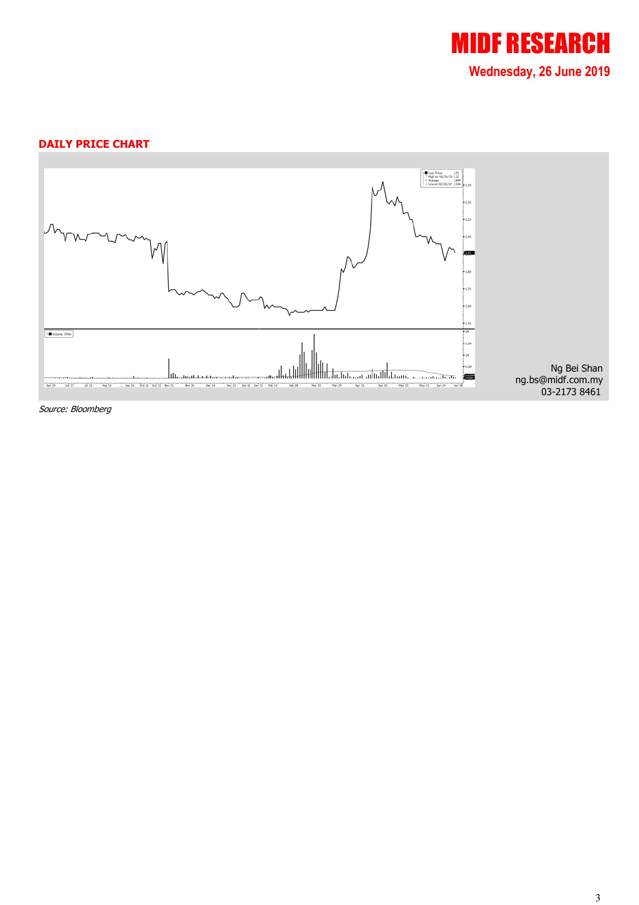## DAILY PRICE CHART

Ng Bei Shan
ng.bs@midf.com.my
03-2173 8461

*Source: Bloomberg*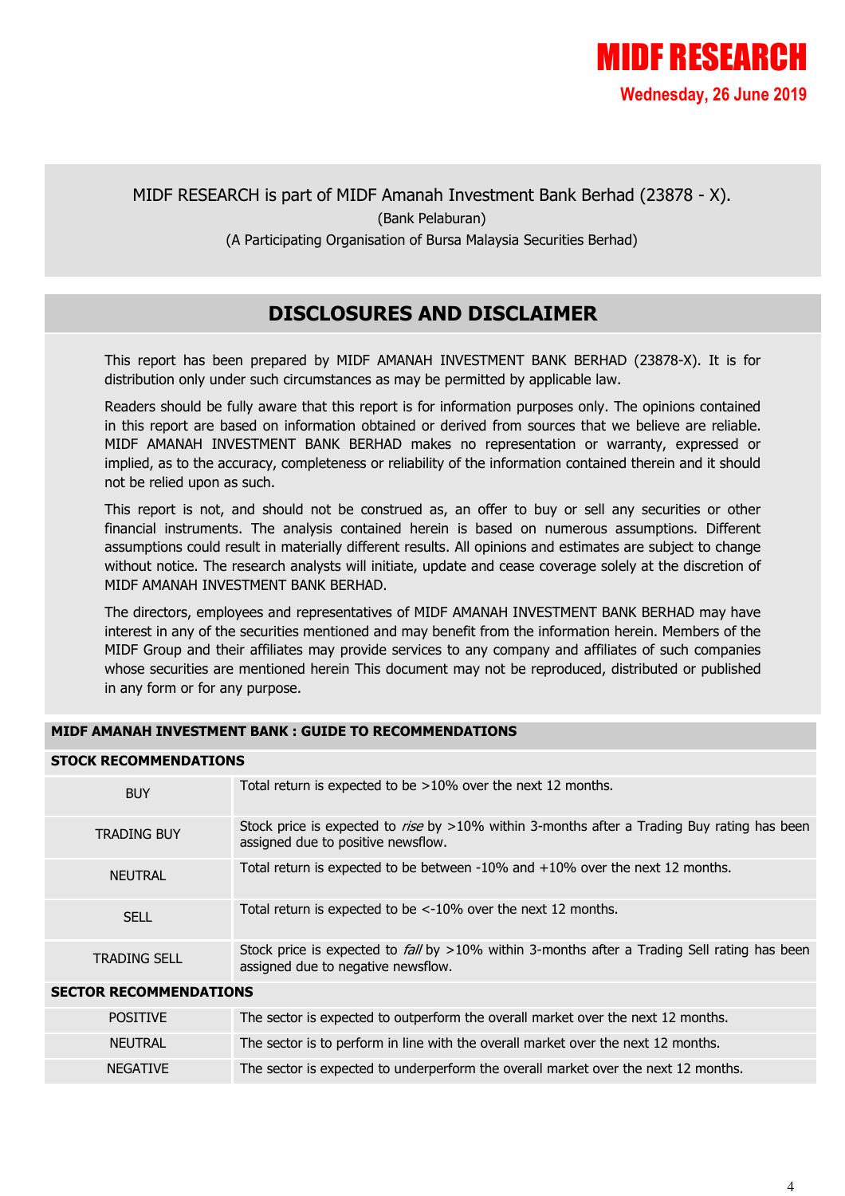MIDF RESEARCH is part of MIDF Amanah Investment Bank Berhad (23878 - X).

(Bank Pelaburan)

(A Participating Organisation of Bursa Malaysia Securities Berhad)

## DISCLOSURES AND DISCLAIMER

This report has been prepared by MIDF AMANAH INVESTMENT BANK BERHAD (23878-X). It is for distribution only under such circumstances as may be permitted by applicable law.

Readers should be fully aware that this report is for information purposes only. The opinions contained in this report are based on information obtained or derived from sources that we believe are reliable. MIDF AMANAH INVESTMENT BANK BERHAD makes no representation or warranty, expressed or implied, as to the accuracy, completeness or reliability of the information contained therein and it should not be relied upon as such.

This report is not, and should not be construed as, an offer to buy or sell any securities or other financial instruments. The analysis contained herein is based on numerous assumptions. Different assumptions could result in materially different results. All opinions and estimates are subject to change without notice. The research analysts will initiate, update and cease coverage solely at the discretion of MIDF AMANAH INVESTMENT BANK BERHAD.

The directors, employees and representatives of MIDF AMANAH INVESTMENT BANK BERHAD may have interest in any of the securities mentioned and may benefit from the information herein. Members of the MIDF Group and their affiliates may provide services to any company and affiliates of such companies whose securities are mentioned herein This document may not be reproduced, distributed or published in any form or for any purpose.

| MIDF AMANAH INVESTMENT BANK : GUIDE TO RECOMMENDATIONS | |
|---|---|
| **STOCK RECOMMENDATIONS** | |
| BUY | Total return is expected to be >10% over the next 12 months. |
| TRADING BUY | Stock price is expected to *rise* by >10% within 3-months after a Trading Buy rating has been assigned due to positive newsflow. |
| NEUTRAL | Total return is expected to be between -10% and +10% over the next 12 months. |
| SELL | Total return is expected to be <-10% over the next 12 months. |
| TRADING SELL | Stock price is expected to *fall* by >10% within 3-months after a Trading Sell rating has been assigned due to negative newsflow. |
| **SECTOR RECOMMENDATIONS** | |
| POSITIVE | The sector is expected to outperform the overall market over the next 12 months. |
| NEUTRAL | The sector is to perform in line with the overall market over the next 12 months. |
| NEGATIVE | The sector is expected to underperform the overall market over the next 12 months. |